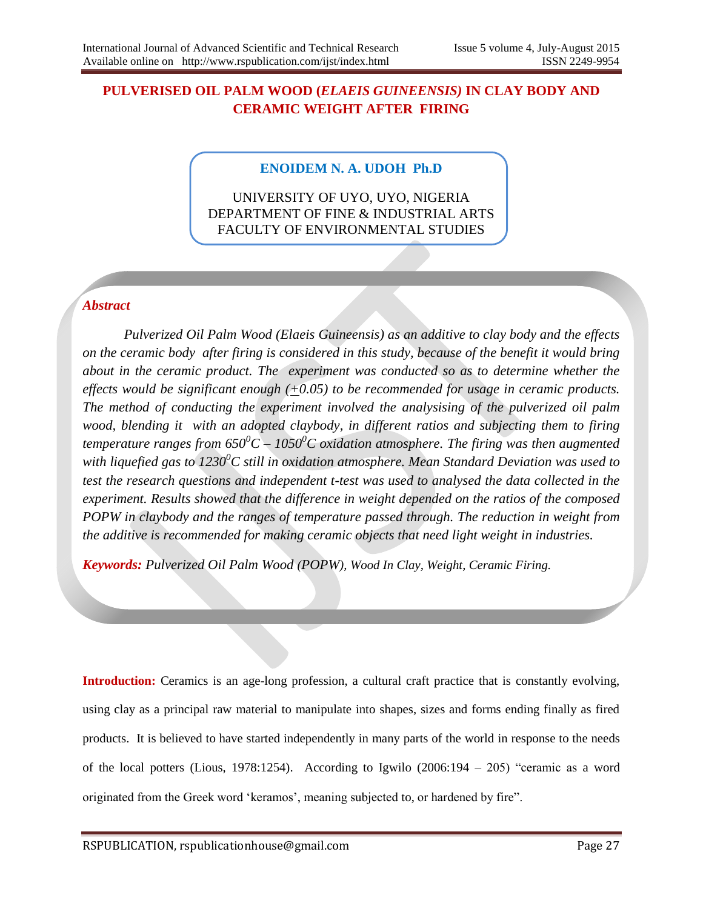# PULVERISED OIL PALM WOOD (*ELAEIS GUINEENSIS)* IN CLAY BODY AND CERAMIC WEIGHT AFTER FIRING

**ENOIDEM N. A. UDOH Ph.D**

UNIVERSITY OF UYO, UYO, NIGERIA
DEPARTMENT OF FINE & INDUSTRIAL ARTS
FACULTY OF ENVIRONMENTAL STUDIES

## *Abstract*

*Pulverized Oil Palm Wood (Elaeis Guineensis) as an additive to clay body and the effects on the ceramic body after firing is considered in this study, because of the benefit it would bring about in the ceramic product. The experiment was conducted so as to determine whether the effects would be significant enough ($\pm$0.05) to be recommended for usage in ceramic products. The method of conducting the experiment involved the analysising of the pulverized oil palm wood, blending it with an adopted claybody, in different ratios and subjecting them to firing temperature ranges from 650$^0$C – 1050$^0$C oxidation atmosphere. The firing was then augmented with liquefied gas to 1230$^0$C still in oxidation atmosphere. Mean Standard Deviation was used to test the research questions and independent t-test was used to analysed the data collected in the experiment. Results showed that the difference in weight depended on the ratios of the composed POPW in claybody and the ranges of temperature passed through. The reduction in weight from the additive is recommended for making ceramic objects that need light weight in industries.*

***Keywords:*** *Pulverized Oil Palm Wood (POPW), Wood In Clay, Weight, Ceramic Firing.*

**Introduction:** Ceramics is an age-long profession, a cultural craft practice that is constantly evolving, using clay as a principal raw material to manipulate into shapes, sizes and forms ending finally as fired products. It is believed to have started independently in many parts of the world in response to the needs of the local potters (Lious, 1978:1254). According to Igwilo (2006:194 – 205) "ceramic as a word originated from the Greek word 'keramos', meaning subjected to, or hardened by fire".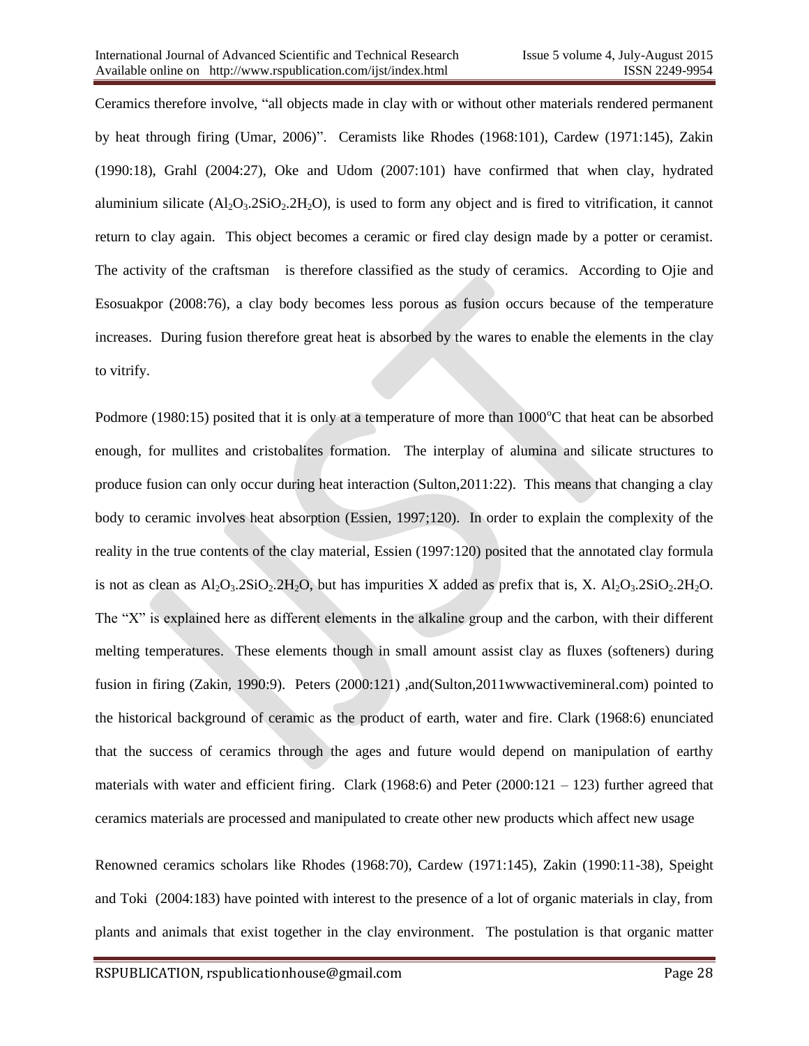Ceramics therefore involve, “all objects made in clay with or without other materials rendered permanent by heat through firing (Umar, 2006)”. Ceramists like Rhodes (1968:101), Cardew (1971:145), Zakin (1990:18), Grahl (2004:27), Oke and Udom (2007:101) have confirmed that when clay, hydrated aluminium silicate ($Al_2O_3.2SiO_2.2H_2O$), is used to form any object and is fired to vitrification, it cannot return to clay again. This object becomes a ceramic or fired clay design made by a potter or ceramist. The activity of the craftsman is therefore classified as the study of ceramics. According to Ojie and Esosuakpor (2008:76), a clay body becomes less porous as fusion occurs because of the temperature increases. During fusion therefore great heat is absorbed by the wares to enable the elements in the clay to vitrify.

Podmore (1980:15) posited that it is only at a temperature of more than 1000$^{o}$C that heat can be absorbed enough, for mullites and cristobalites formation. The interplay of alumina and silicate structures to produce fusion can only occur during heat interaction (Sulton,2011:22). This means that changing a clay body to ceramic involves heat absorption (Essien, 1997;120). In order to explain the complexity of the reality in the true contents of the clay material, Essien (1997:120) posited that the annotated clay formula is not as clean as $Al_2O_3.2SiO_2.2H_2O$, but has impurities X added as prefix that is, X. $Al_2O_3.2SiO_2.2H_2O$. The “X” is explained here as different elements in the alkaline group and the carbon, with their different melting temperatures. These elements though in small amount assist clay as fluxes (softeners) during fusion in firing (Zakin, 1990:9). Peters (2000:121) ,and(Sulton,2011wwwactivemineral.com) pointed to the historical background of ceramic as the product of earth, water and fire. Clark (1968:6) enunciated that the success of ceramics through the ages and future would depend on manipulation of earthy materials with water and efficient firing. Clark (1968:6) and Peter (2000:121 – 123) further agreed that ceramics materials are processed and manipulated to create other new products which affect new usage

Renowned ceramics scholars like Rhodes (1968:70), Cardew (1971:145), Zakin (1990:11-38), Speight and Toki (2004:183) have pointed with interest to the presence of a lot of organic materials in clay, from plants and animals that exist together in the clay environment. The postulation is that organic matter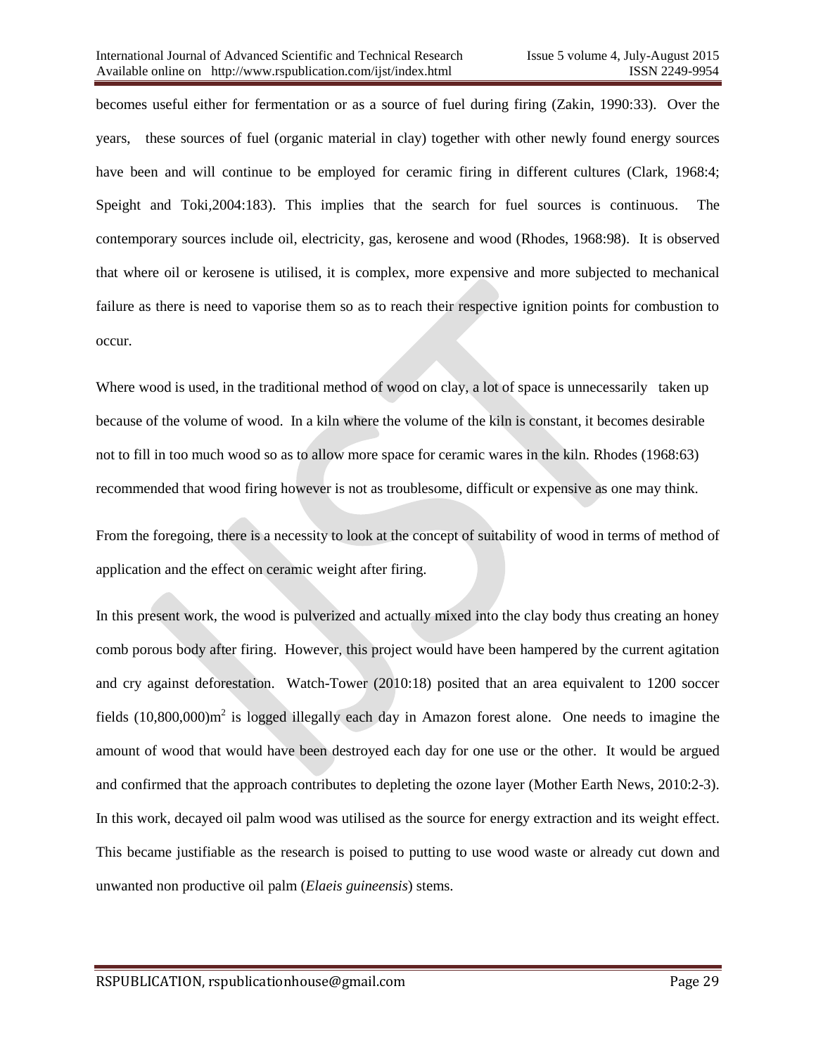becomes useful either for fermentation or as a source of fuel during firing (Zakin, 1990:33). Over the years, these sources of fuel (organic material in clay) together with other newly found energy sources have been and will continue to be employed for ceramic firing in different cultures (Clark, 1968:4; Speight and Toki,2004:183). This implies that the search for fuel sources is continuous. The contemporary sources include oil, electricity, gas, kerosene and wood (Rhodes, 1968:98). It is observed that where oil or kerosene is utilised, it is complex, more expensive and more subjected to mechanical failure as there is need to vaporise them so as to reach their respective ignition points for combustion to occur.

Where wood is used, in the traditional method of wood on clay, a lot of space is unnecessarily taken up because of the volume of wood. In a kiln where the volume of the kiln is constant, it becomes desirable not to fill in too much wood so as to allow more space for ceramic wares in the kiln. Rhodes (1968:63) recommended that wood firing however is not as troublesome, difficult or expensive as one may think.

From the foregoing, there is a necessity to look at the concept of suitability of wood in terms of method of application and the effect on ceramic weight after firing.

In this present work, the wood is pulverized and actually mixed into the clay body thus creating an honey comb porous body after firing. However, this project would have been hampered by the current agitation and cry against deforestation. Watch-Tower (2010:18) posited that an area equivalent to 1200 soccer fields (10,800,000)$m^2$ is logged illegally each day in Amazon forest alone. One needs to imagine the amount of wood that would have been destroyed each day for one use or the other. It would be argued and confirmed that the approach contributes to depleting the ozone layer (Mother Earth News, 2010:2-3). In this work, decayed oil palm wood was utilised as the source for energy extraction and its weight effect. This became justifiable as the research is poised to putting to use wood waste or already cut down and unwanted non productive oil palm (*Elaeis guineensis*) stems.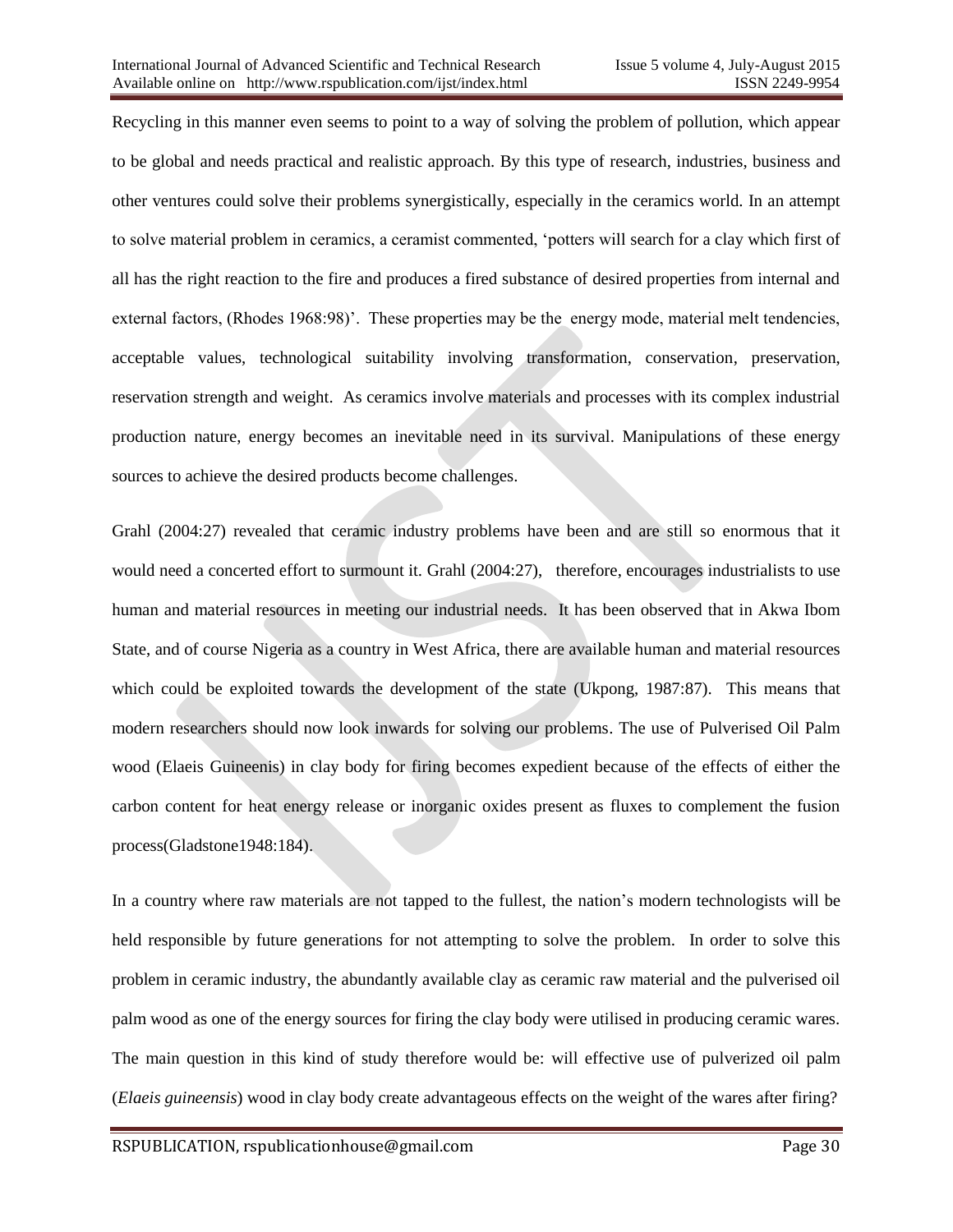Recycling in this manner even seems to point to a way of solving the problem of pollution, which appear to be global and needs practical and realistic approach. By this type of research, industries, business and other ventures could solve their problems synergistically, especially in the ceramics world. In an attempt to solve material problem in ceramics, a ceramist commented, 'potters will search for a clay which first of all has the right reaction to the fire and produces a fired substance of desired properties from internal and external factors, (Rhodes 1968:98)'. These properties may be the energy mode, material melt tendencies, acceptable values, technological suitability involving transformation, conservation, preservation, reservation strength and weight. As ceramics involve materials and processes with its complex industrial production nature, energy becomes an inevitable need in its survival. Manipulations of these energy sources to achieve the desired products become challenges.

Grahl (2004:27) revealed that ceramic industry problems have been and are still so enormous that it would need a concerted effort to surmount it. Grahl (2004:27), therefore, encourages industrialists to use human and material resources in meeting our industrial needs. It has been observed that in Akwa Ibom State, and of course Nigeria as a country in West Africa, there are available human and material resources which could be exploited towards the development of the state (Ukpong, 1987:87). This means that modern researchers should now look inwards for solving our problems. The use of Pulverised Oil Palm wood (Elaeis Guineenis) in clay body for firing becomes expedient because of the effects of either the carbon content for heat energy release or inorganic oxides present as fluxes to complement the fusion process(Gladstone1948:184).

In a country where raw materials are not tapped to the fullest, the nation's modern technologists will be held responsible by future generations for not attempting to solve the problem. In order to solve this problem in ceramic industry, the abundantly available clay as ceramic raw material and the pulverised oil palm wood as one of the energy sources for firing the clay body were utilised in producing ceramic wares. The main question in this kind of study therefore would be: will effective use of pulverized oil palm (*Elaeis guineensis*) wood in clay body create advantageous effects on the weight of the wares after firing?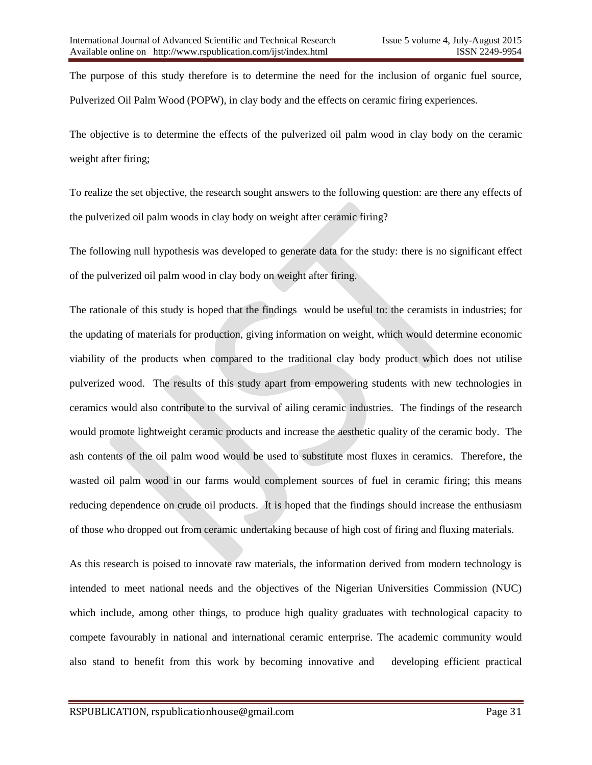The purpose of this study therefore is to determine the need for the inclusion of organic fuel source, Pulverized Oil Palm Wood (POPW), in clay body and the effects on ceramic firing experiences.

The objective is to determine the effects of the pulverized oil palm wood in clay body on the ceramic weight after firing;

To realize the set objective, the research sought answers to the following question: are there any effects of the pulverized oil palm woods in clay body on weight after ceramic firing?

The following null hypothesis was developed to generate data for the study: there is no significant effect of the pulverized oil palm wood in clay body on weight after firing.

The rationale of this study is hoped that the findings would be useful to: the ceramists in industries; for the updating of materials for production, giving information on weight, which would determine economic viability of the products when compared to the traditional clay body product which does not utilise pulverized wood. The results of this study apart from empowering students with new technologies in ceramics would also contribute to the survival of ailing ceramic industries. The findings of the research would promote lightweight ceramic products and increase the aesthetic quality of the ceramic body. The ash contents of the oil palm wood would be used to substitute most fluxes in ceramics. Therefore, the wasted oil palm wood in our farms would complement sources of fuel in ceramic firing; this means reducing dependence on crude oil products. It is hoped that the findings should increase the enthusiasm of those who dropped out from ceramic undertaking because of high cost of firing and fluxing materials.

As this research is poised to innovate raw materials, the information derived from modern technology is intended to meet national needs and the objectives of the Nigerian Universities Commission (NUC) which include, among other things, to produce high quality graduates with technological capacity to compete favourably in national and international ceramic enterprise. The academic community would also stand to benefit from this work by becoming innovative and developing efficient practical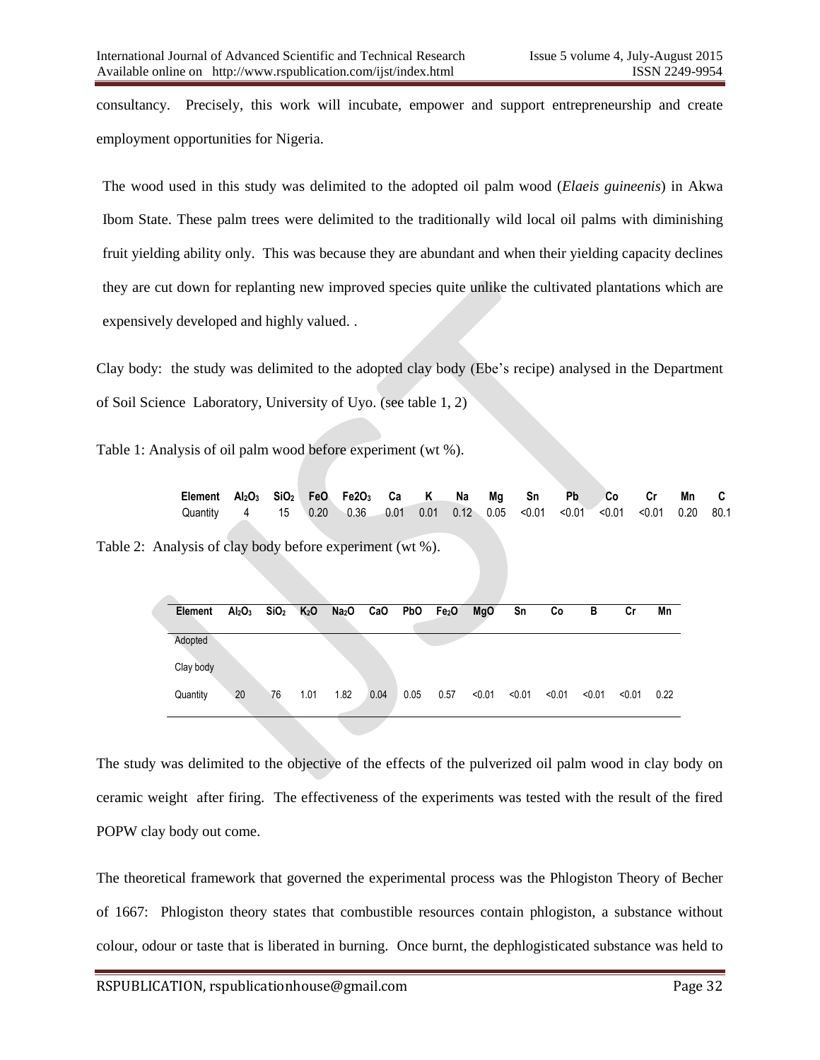consultancy. Precisely, this work will incubate, empower and support entrepreneurship and create employment opportunities for Nigeria.

The wood used in this study was delimited to the adopted oil palm wood (*Elaeis guineenis*) in Akwa Ibom State. These palm trees were delimited to the traditionally wild local oil palms with diminishing fruit yielding ability only. This was because they are abundant and when their yielding capacity declines they are cut down for replanting new improved species quite unlike the cultivated plantations which are expensively developed and highly valued. .

Clay body: the study was delimited to the adopted clay body (Ebe's recipe) analysed in the Department of Soil Science Laboratory, University of Uyo. (see table 1, 2)

Table 1: Analysis of oil palm wood before experiment (wt %).

| Element | $Al_2O_3$ | $SiO_2$ | FeO | Fe2$O_3$ | Ca | K | Na | Mg | Sn | Pb | Co | Cr | Mn | C |
|---|---|---|---|---|---|---|---|---|---|---|---|---|---|---|
| Quantity | 4 | 15 | 0.20 | 0.36 | 0.01 | 0.01 | 0.12 | 0.05 | <0.01 | <0.01 | <0.01 | <0.01 | 0.20 | 80.1 |

Table 2: Analysis of clay body before experiment (wt %).

| Element | $Al_2O_3$ | $SiO_2$ | $K_2O$ | $Na_2O$ | CaO | PbO | $Fe_2O$ | MgO | Sn | Co | B | Cr | Mn |
|---|---|---|---|---|---|---|---|---|---|---|---|---|---|
| Adopted Clay body | | | | | | | | | | | | | |
| Quantity | 20 | 76 | 1.01 | 1.82 | 0.04 | 0.05 | 0.57 | <0.01 | <0.01 | <0.01 | <0.01 | <0.01 | 0.22 |

The study was delimited to the objective of the effects of the pulverized oil palm wood in clay body on ceramic weight after firing. The effectiveness of the experiments was tested with the result of the fired POPW clay body out come.

The theoretical framework that governed the experimental process was the Phlogiston Theory of Becher of 1667: Phlogiston theory states that combustible resources contain phlogiston, a substance without colour, odour or taste that is liberated in burning. Once burnt, the dephlogisticated substance was held to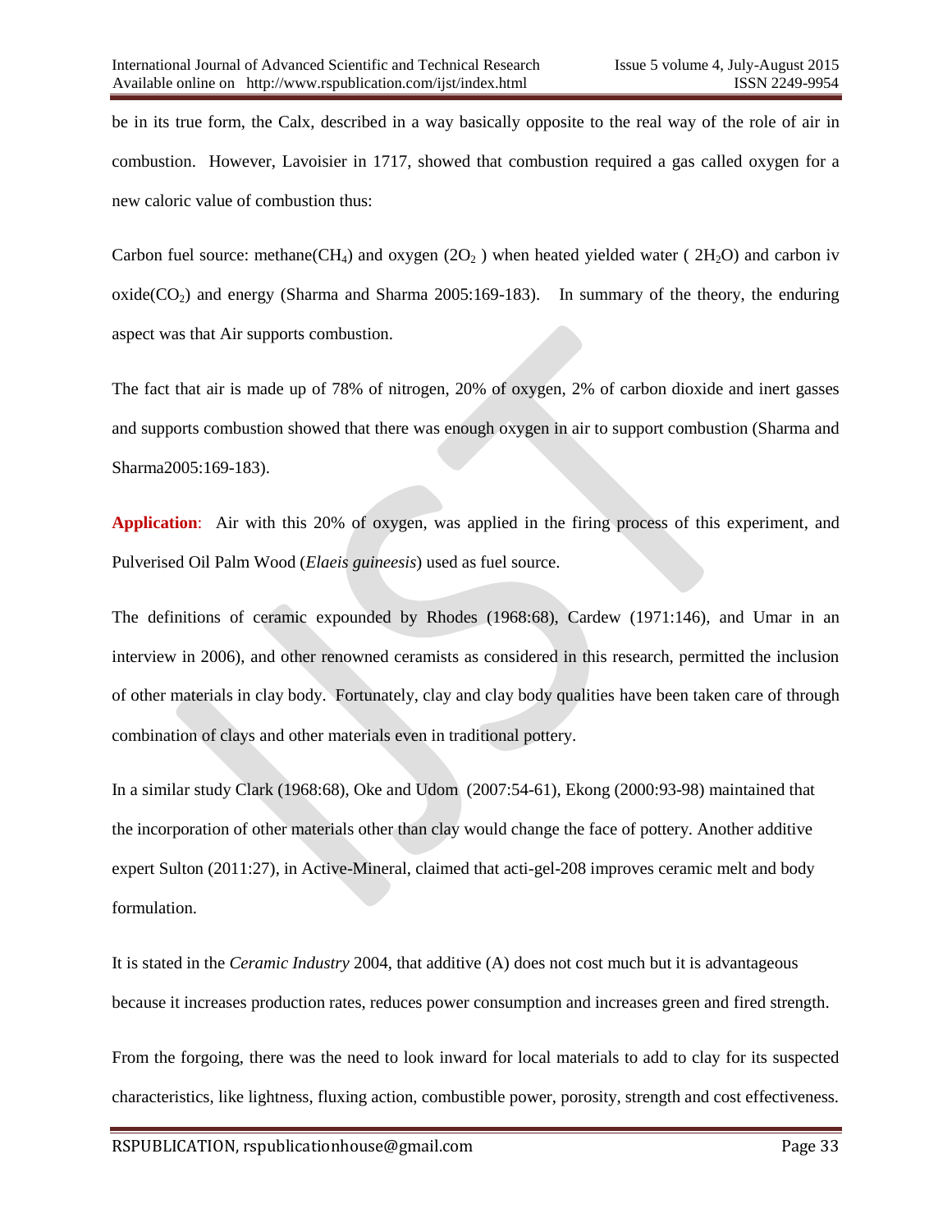be in its true form, the Calx, described in a way basically opposite to the real way of the role of air in combustion. However, Lavoisier in 1717, showed that combustion required a gas called oxygen for a new caloric value of combustion thus:

Carbon fuel source: methane($CH_4$) and oxygen ($2O_2$ ) when heated yielded water ( $2H_2O$) and carbon iv oxide($CO_2$) and energy (Sharma and Sharma 2005:169-183). In summary of the theory, the enduring aspect was that Air supports combustion.

The fact that air is made up of 78% of nitrogen, 20% of oxygen, 2% of carbon dioxide and inert gasses and supports combustion showed that there was enough oxygen in air to support combustion (Sharma and Sharma2005:169-183).

**Application**: Air with this 20% of oxygen, was applied in the firing process of this experiment, and Pulverised Oil Palm Wood (*Elaeis guineesis*) used as fuel source.

The definitions of ceramic expounded by Rhodes (1968:68), Cardew (1971:146), and Umar in an interview in 2006), and other renowned ceramists as considered in this research, permitted the inclusion of other materials in clay body. Fortunately, clay and clay body qualities have been taken care of through combination of clays and other materials even in traditional pottery.

In a similar study Clark (1968:68), Oke and Udom (2007:54-61), Ekong (2000:93-98) maintained that the incorporation of other materials other than clay would change the face of pottery. Another additive expert Sulton (2011:27), in Active-Mineral, claimed that acti-gel-208 improves ceramic melt and body formulation.

It is stated in the *Ceramic Industry* 2004, that additive (A) does not cost much but it is advantageous because it increases production rates, reduces power consumption and increases green and fired strength.

From the forgoing, there was the need to look inward for local materials to add to clay for its suspected characteristics, like lightness, fluxing action, combustible power, porosity, strength and cost effectiveness.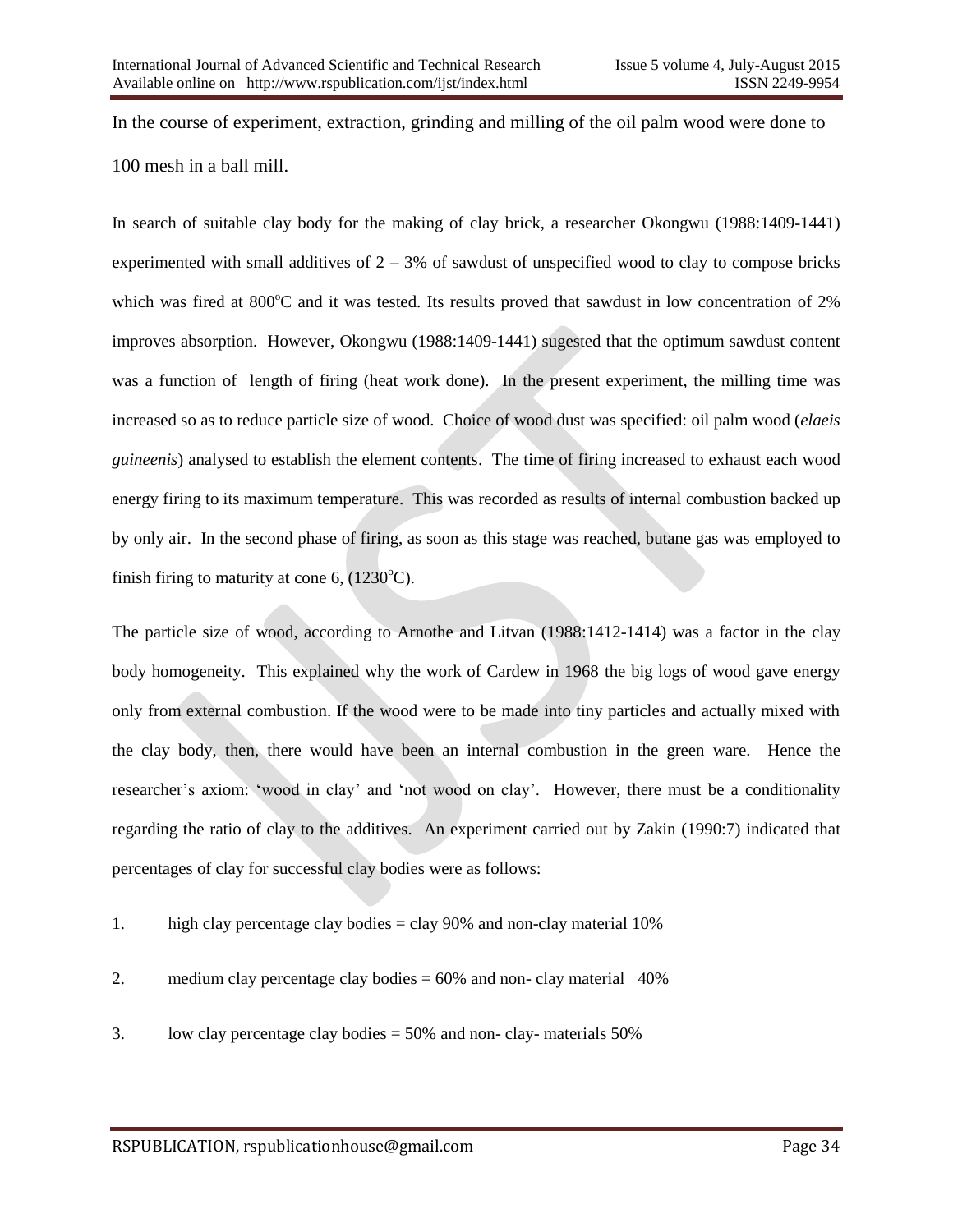In the course of experiment, extraction, grinding and milling of the oil palm wood were done to 100 mesh in a ball mill.

In search of suitable clay body for the making of clay brick, a researcher Okongwu (1988:1409-1441) experimented with small additives of 2 – 3% of sawdust of unspecified wood to clay to compose bricks which was fired at 800$^{o}$C and it was tested. Its results proved that sawdust in low concentration of 2% improves absorption. However, Okongwu (1988:1409-1441) sugested that the optimum sawdust content was a function of length of firing (heat work done). In the present experiment, the milling time was increased so as to reduce particle size of wood. Choice of wood dust was specified: oil palm wood (*elaeis guineenis*) analysed to establish the element contents. The time of firing increased to exhaust each wood energy firing to its maximum temperature. This was recorded as results of internal combustion backed up by only air. In the second phase of firing, as soon as this stage was reached, butane gas was employed to finish firing to maturity at cone 6, (1230$^{o}$C).

The particle size of wood, according to Arnothe and Litvan (1988:1412-1414) was a factor in the clay body homogeneity. This explained why the work of Cardew in 1968 the big logs of wood gave energy only from external combustion. If the wood were to be made into tiny particles and actually mixed with the clay body, then, there would have been an internal combustion in the green ware. Hence the researcher's axiom: 'wood in clay' and 'not wood on clay'. However, there must be a conditionality regarding the ratio of clay to the additives. An experiment carried out by Zakin (1990:7) indicated that percentages of clay for successful clay bodies were as follows:

1. high clay percentage clay bodies = clay 90% and non-clay material 10%
2. medium clay percentage clay bodies = 60% and non- clay material 40%
3. low clay percentage clay bodies = 50% and non- clay- materials 50%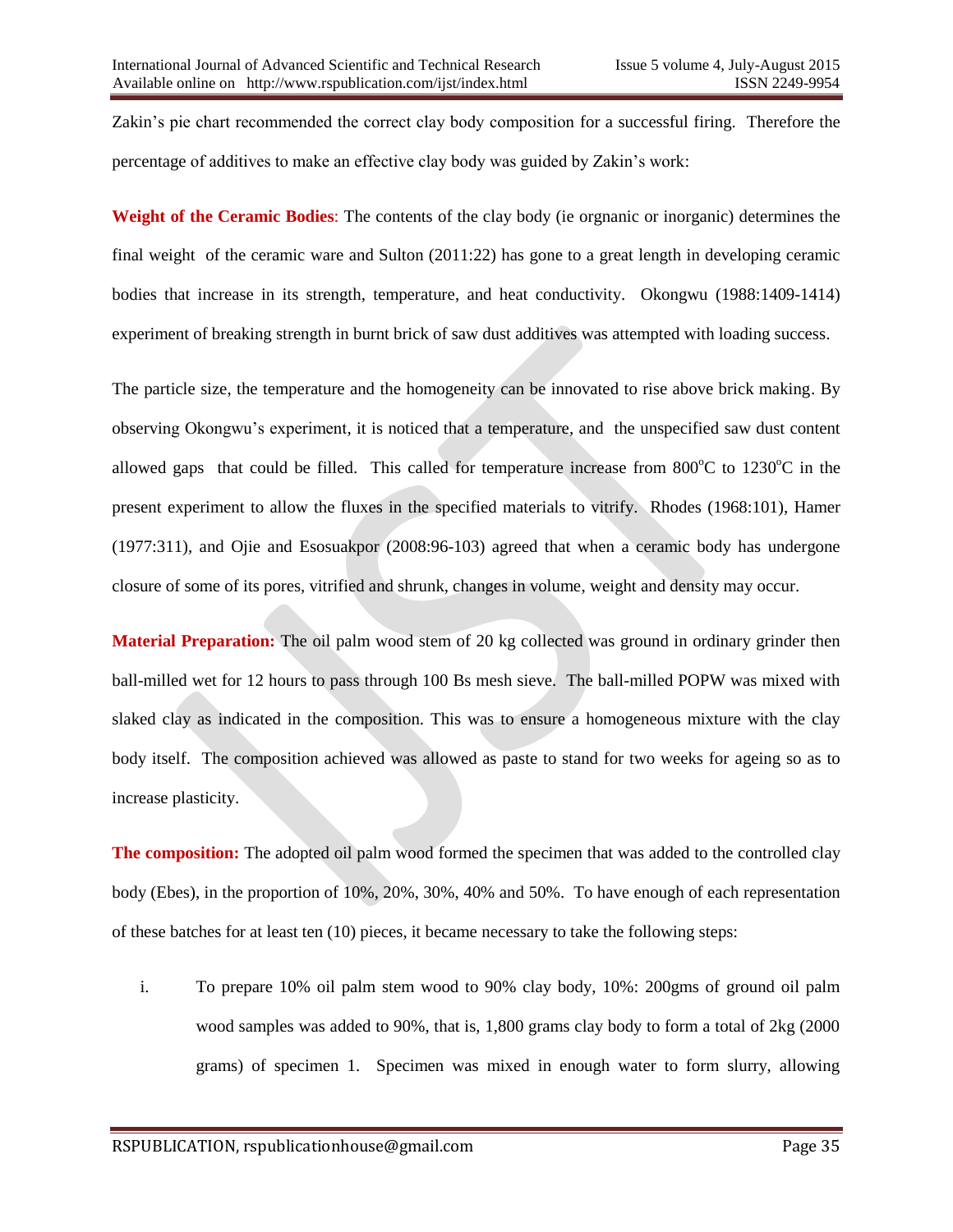Zakin's pie chart recommended the correct clay body composition for a successful firing. Therefore the percentage of additives to make an effective clay body was guided by Zakin's work:

**Weight of the Ceramic Bodies**: The contents of the clay body (ie orgnanic or inorganic) determines the final weight of the ceramic ware and Sulton (2011:22) has gone to a great length in developing ceramic bodies that increase in its strength, temperature, and heat conductivity. Okongwu (1988:1409-1414) experiment of breaking strength in burnt brick of saw dust additives was attempted with loading success.

The particle size, the temperature and the homogeneity can be innovated to rise above brick making. By observing Okongwu's experiment, it is noticed that a temperature, and the unspecified saw dust content allowed gaps that could be filled. This called for temperature increase from $800^oC$ to $1230^oC$ in the present experiment to allow the fluxes in the specified materials to vitrify. Rhodes (1968:101), Hamer (1977:311), and Ojie and Esosuakpor (2008:96-103) agreed that when a ceramic body has undergone closure of some of its pores, vitrified and shrunk, changes in volume, weight and density may occur.

**Material Preparation:** The oil palm wood stem of 20 kg collected was ground in ordinary grinder then ball-milled wet for 12 hours to pass through 100 Bs mesh sieve. The ball-milled POPW was mixed with slaked clay as indicated in the composition. This was to ensure a homogeneous mixture with the clay body itself. The composition achieved was allowed as paste to stand for two weeks for ageing so as to increase plasticity.

**The composition:** The adopted oil palm wood formed the specimen that was added to the controlled clay body (Ebes), in the proportion of 10%, 20%, 30%, 40% and 50%. To have enough of each representation of these batches for at least ten (10) pieces, it became necessary to take the following steps:

i. To prepare 10% oil palm stem wood to 90% clay body, 10%: 200gms of ground oil palm wood samples was added to 90%, that is, 1,800 grams clay body to form a total of 2kg (2000 grams) of specimen 1. Specimen was mixed in enough water to form slurry, allowing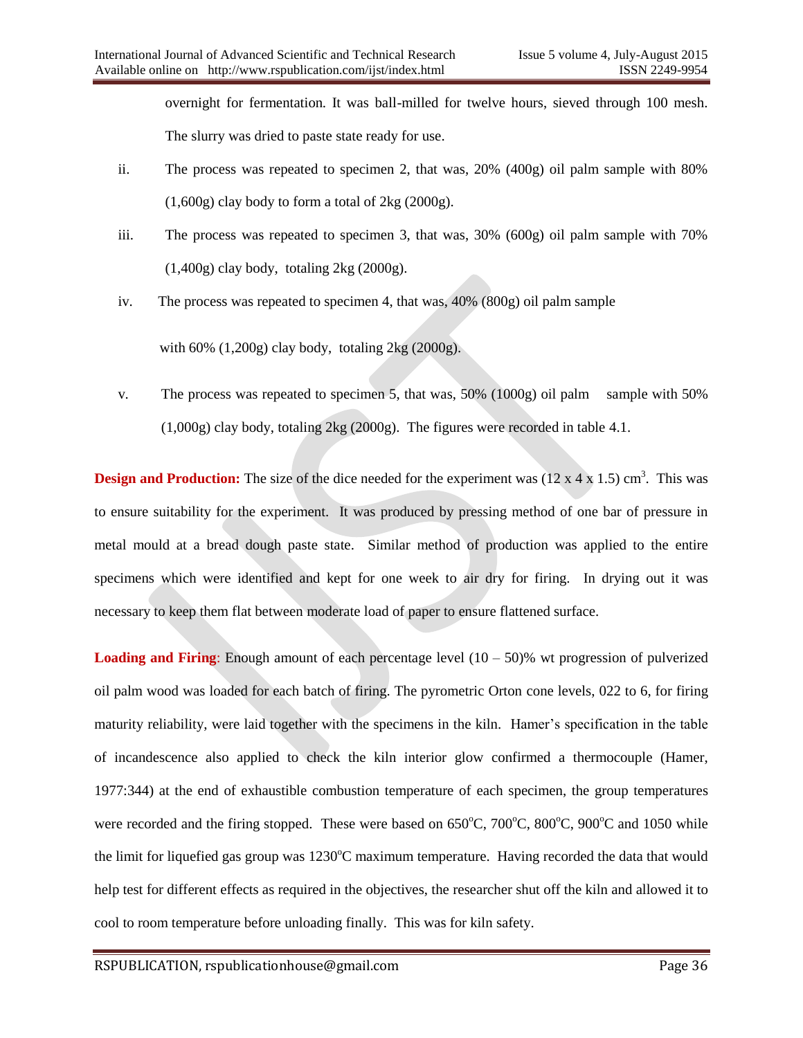overnight for fermentation. It was ball-milled for twelve hours, sieved through 100 mesh. The slurry was dried to paste state ready for use.

ii. The process was repeated to specimen 2, that was, 20% (400g) oil palm sample with 80% (1,600g) clay body to form a total of 2kg (2000g).

iii. The process was repeated to specimen 3, that was, 30% (600g) oil palm sample with 70% (1,400g) clay body, totaling 2kg (2000g).

iv. The process was repeated to specimen 4, that was, 40% (800g) oil palm sample with 60% (1,200g) clay body, totaling 2kg (2000g).

v. The process was repeated to specimen 5, that was, 50% (1000g) oil palm sample with 50% (1,000g) clay body, totaling 2kg (2000g). The figures were recorded in table 4.1.

**Design and Production:** The size of the dice needed for the experiment was (12 x 4 x 1.5) $cm^3$. This was to ensure suitability for the experiment. It was produced by pressing method of one bar of pressure in metal mould at a bread dough paste state. Similar method of production was applied to the entire specimens which were identified and kept for one week to air dry for firing. In drying out it was necessary to keep them flat between moderate load of paper to ensure flattened surface.

**Loading and Firing**: Enough amount of each percentage level (10 – 50)% wt progression of pulverized oil palm wood was loaded for each batch of firing. The pyrometric Orton cone levels, 022 to 6, for firing maturity reliability, were laid together with the specimens in the kiln. Hamer's specification in the table of incandescence also applied to check the kiln interior glow confirmed a thermocouple (Hamer, 1977:344) at the end of exhaustible combustion temperature of each specimen, the group temperatures were recorded and the firing stopped. These were based on 650°C, 700°C, 800°C, 900°C and 1050 while the limit for liquefied gas group was 1230°C maximum temperature. Having recorded the data that would help test for different effects as required in the objectives, the researcher shut off the kiln and allowed it to cool to room temperature before unloading finally. This was for kiln safety.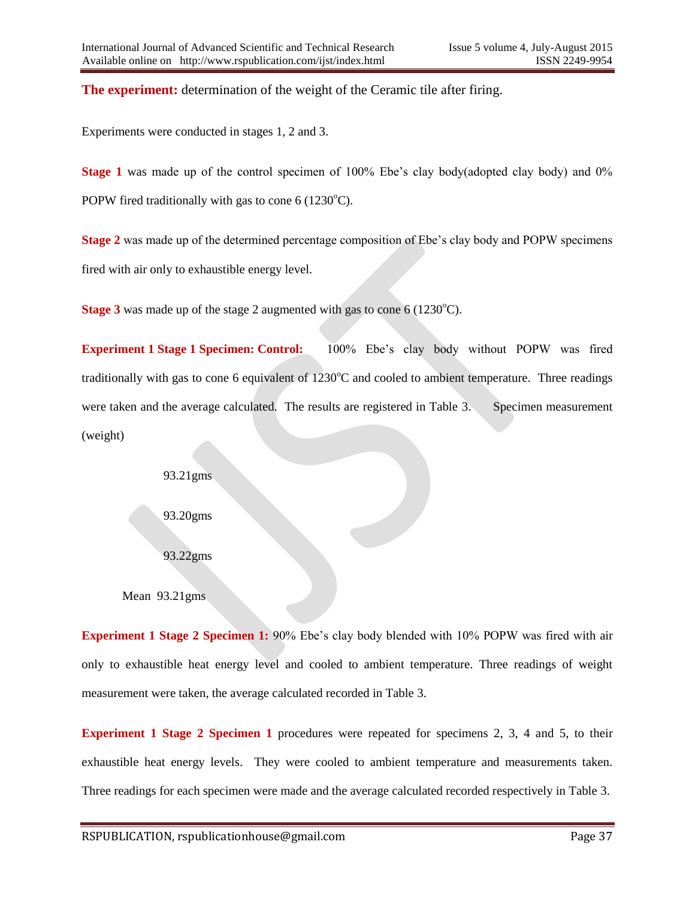**The experiment:** determination of the weight of the Ceramic tile after firing.

Experiments were conducted in stages 1, 2 and 3.

**Stage 1** was made up of the control specimen of 100% Ebe's clay body(adopted clay body) and 0% POPW fired traditionally with gas to cone 6 (1230$^o$C).

**Stage 2** was made up of the determined percentage composition of Ebe's clay body and POPW specimens fired with air only to exhaustible energy level.

**Stage 3** was made up of the stage 2 augmented with gas to cone 6 (1230$^o$C).

**Experiment 1 Stage 1 Specimen: Control:** 100% Ebe's clay body without POPW was fired traditionally with gas to cone 6 equivalent of 1230$^o$C and cooled to ambient temperature. Three readings were taken and the average calculated. The results are registered in Table 3. Specimen measurement (weight)

93.21gms

93.20gms

93.22gms

Mean 93.21gms

**Experiment 1 Stage 2 Specimen 1:** 90% Ebe's clay body blended with 10% POPW was fired with air only to exhaustible heat energy level and cooled to ambient temperature. Three readings of weight measurement were taken, the average calculated recorded in Table 3.

**Experiment 1 Stage 2 Specimen 1** procedures were repeated for specimens 2, 3, 4 and 5, to their exhaustible heat energy levels. They were cooled to ambient temperature and measurements taken. Three readings for each specimen were made and the average calculated recorded respectively in Table 3.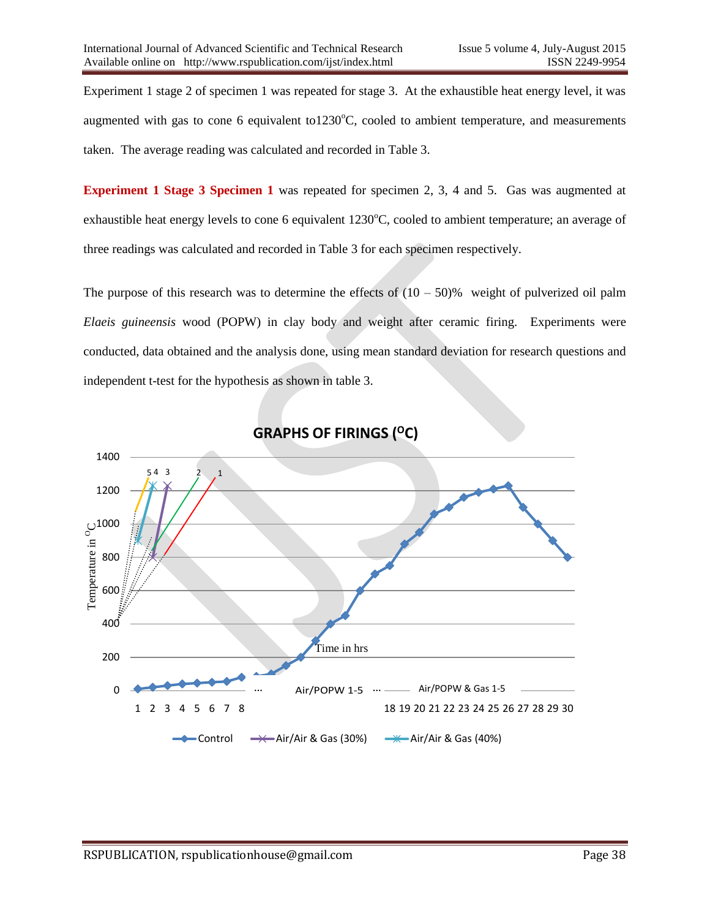Experiment 1 stage 2 of specimen 1 was repeated for stage 3. At the exhaustible heat energy level, it was augmented with gas to cone 6 equivalent to1230°C, cooled to ambient temperature, and measurements taken. The average reading was calculated and recorded in Table 3.

**Experiment 1 Stage 3 Specimen 1** was repeated for specimen 2, 3, 4 and 5. Gas was augmented at exhaustible heat energy levels to cone 6 equivalent 1230°C, cooled to ambient temperature; an average of three readings was calculated and recorded in Table 3 for each specimen respectively.

The purpose of this research was to determine the effects of (10 – 50)% weight of pulverized oil palm *Elaeis guineensis* wood (POPW) in clay body and weight after ceramic firing. Experiments were conducted, data obtained and the analysis done, using mean standard deviation for research questions and independent t-test for the hypothesis as shown in table 3.

**GRAPHS OF FIRINGS (°C)**

Temperature in °C; Time in hrs; Air/POPW 1-5 ... Air/POPW & Gas 1-5

Legend: Control, Air/Air & Gas (30%), Air/Air & Gas (40%)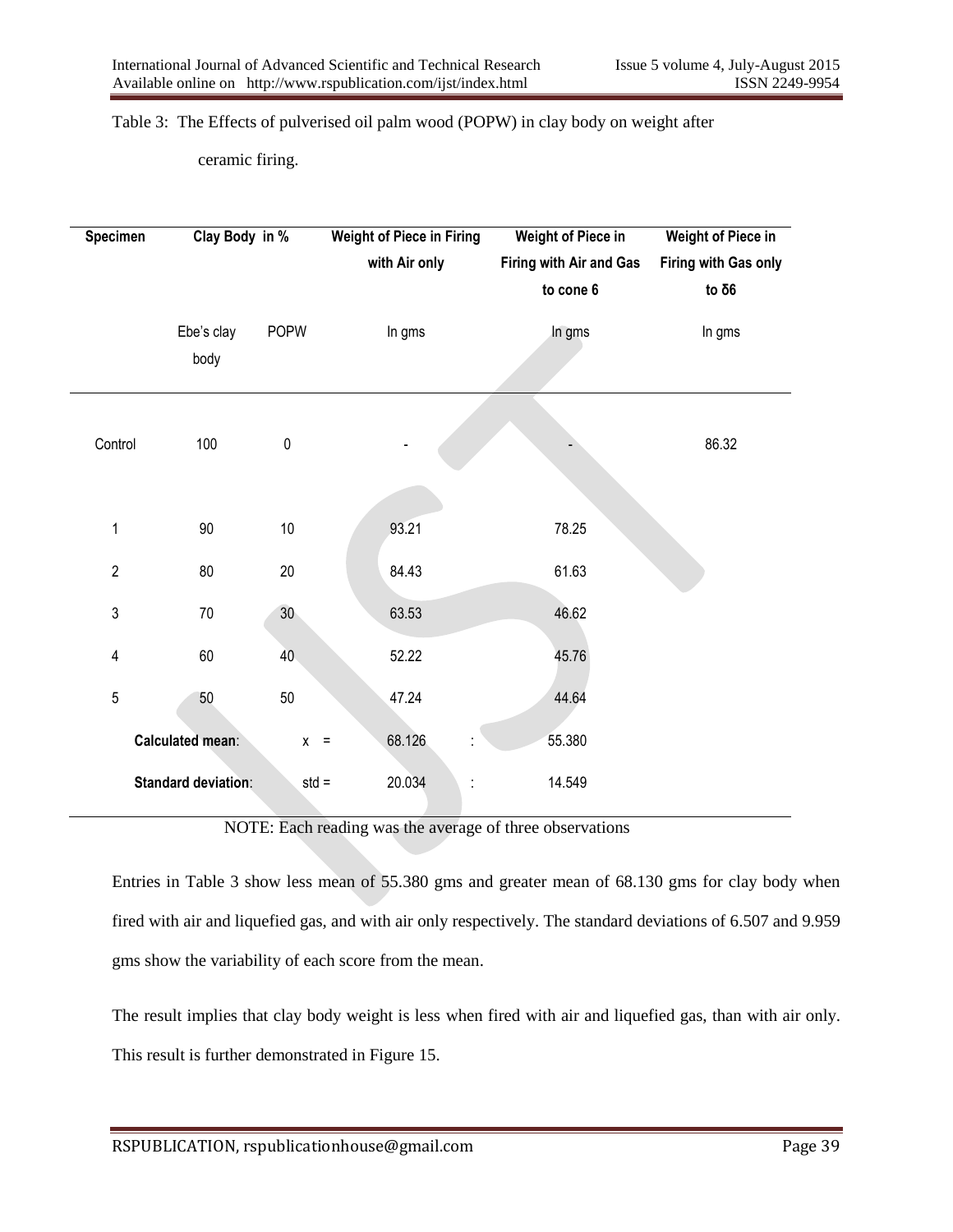Table 3: The Effects of pulverised oil palm wood (POPW) in clay body on weight after ceramic firing.

| Specimen | Clay Body in % | | Weight of Piece in Firing with Air only | Weight of Piece in Firing with Air and Gas to cone 6 | Weight of Piece in Firing with Gas only to δ6 |
|---|---|---|---|---|---|
| | Ebe's clay body | POPW | In gms | In gms | In gms |
| Control | 100 | 0 | - | - | 86.32 |
| 1 | 90 | 10 | 93.21 | 78.25 | |
| 2 | 80 | 20 | 84.43 | 61.63 | |
| 3 | 70 | 30 | 63.53 | 46.62 | |
| 4 | 60 | 40 | 52.22 | 45.76 | |
| 5 | 50 | 50 | 47.24 | 44.64 | |
| **Calculated mean**: | | x = | 68.126 : | 55.380 | |
| **Standard deviation**: | | std = | 20.034 : | 14.549 | |

NOTE: Each reading was the average of three observations

Entries in Table 3 show less mean of 55.380 gms and greater mean of 68.130 gms for clay body when fired with air and liquefied gas, and with air only respectively. The standard deviations of 6.507 and 9.959 gms show the variability of each score from the mean.

The result implies that clay body weight is less when fired with air and liquefied gas, than with air only. This result is further demonstrated in Figure 15.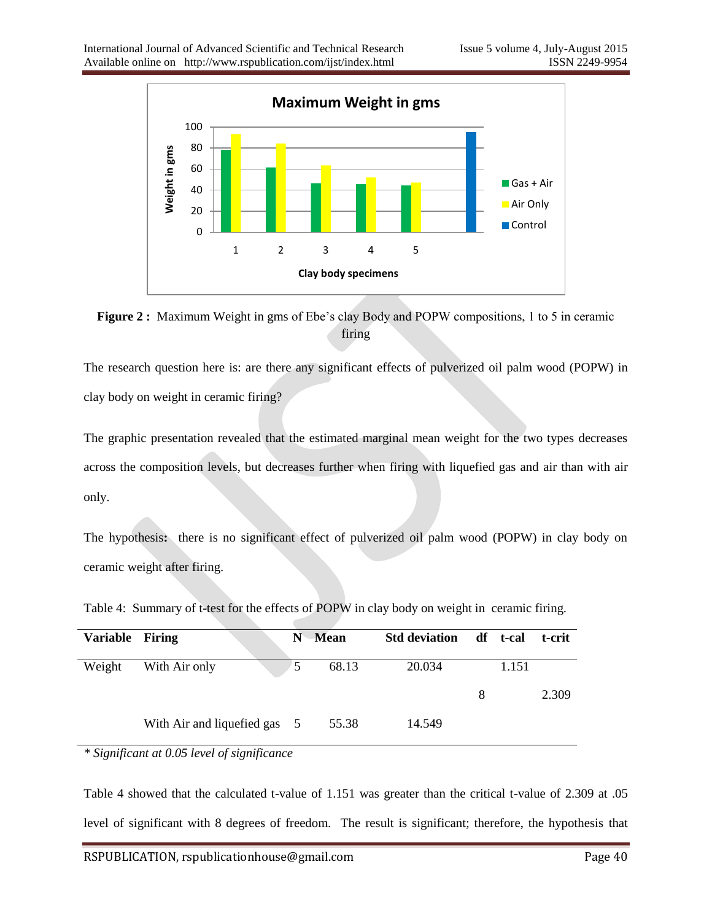**Figure 2 :** Maximum Weight in gms of Ebe's clay Body and POPW compositions, 1 to 5 in ceramic firing

The research question here is: are there any significant effects of pulverized oil palm wood (POPW) in clay body on weight in ceramic firing?

The graphic presentation revealed that the estimated marginal mean weight for the two types decreases across the composition levels, but decreases further when firing with liquefied gas and air than with air only.

The hypothesis**:** there is no significant effect of pulverized oil palm wood (POPW) in clay body on ceramic weight after firing.

Table 4: Summary of t-test for the effects of POPW in clay body on weight in ceramic firing.

| Variable | Firing | N | Mean | Std deviation | df | t-cal | t-crit |
|---|---|---|---|---|---|---|---|
| Weight | With Air only | 5 | 68.13 | 20.034 | | 1.151 | |
| | | | | | 8 | | 2.309 |
| | With Air and liquefied gas | 5 | 55.38 | 14.549 | | | |

*\* Significant at 0.05 level of significance*

Table 4 showed that the calculated t-value of 1.151 was greater than the critical t-value of 2.309 at .05 level of significant with 8 degrees of freedom. The result is significant; therefore, the hypothesis that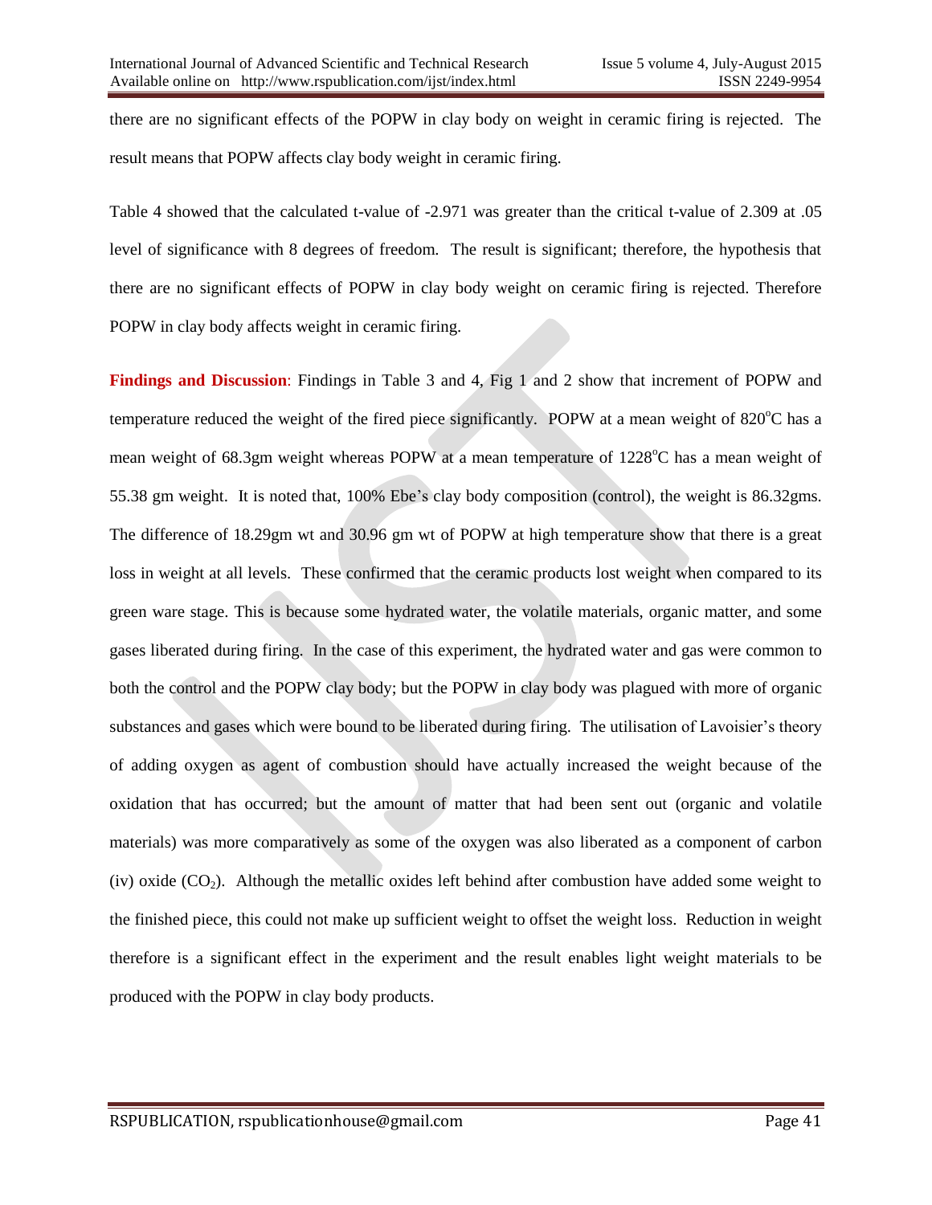there are no significant effects of the POPW in clay body on weight in ceramic firing is rejected. The result means that POPW affects clay body weight in ceramic firing.

Table 4 showed that the calculated t-value of -2.971 was greater than the critical t-value of 2.309 at .05 level of significance with 8 degrees of freedom. The result is significant; therefore, the hypothesis that there are no significant effects of POPW in clay body weight on ceramic firing is rejected. Therefore POPW in clay body affects weight in ceramic firing.

**Findings and Discussion**: Findings in Table 3 and 4, Fig 1 and 2 show that increment of POPW and temperature reduced the weight of the fired piece significantly. POPW at a mean weight of 820$^{o}$C has a mean weight of 68.3gm weight whereas POPW at a mean temperature of 1228$^{o}$C has a mean weight of 55.38 gm weight. It is noted that, 100% Ebe's clay body composition (control), the weight is 86.32gms. The difference of 18.29gm wt and 30.96 gm wt of POPW at high temperature show that there is a great loss in weight at all levels. These confirmed that the ceramic products lost weight when compared to its green ware stage. This is because some hydrated water, the volatile materials, organic matter, and some gases liberated during firing. In the case of this experiment, the hydrated water and gas were common to both the control and the POPW clay body; but the POPW in clay body was plagued with more of organic substances and gases which were bound to be liberated during firing. The utilisation of Lavoisier's theory of adding oxygen as agent of combustion should have actually increased the weight because of the oxidation that has occurred; but the amount of matter that had been sent out (organic and volatile materials) was more comparatively as some of the oxygen was also liberated as a component of carbon (iv) oxide ($CO_2$). Although the metallic oxides left behind after combustion have added some weight to the finished piece, this could not make up sufficient weight to offset the weight loss. Reduction in weight therefore is a significant effect in the experiment and the result enables light weight materials to be produced with the POPW in clay body products.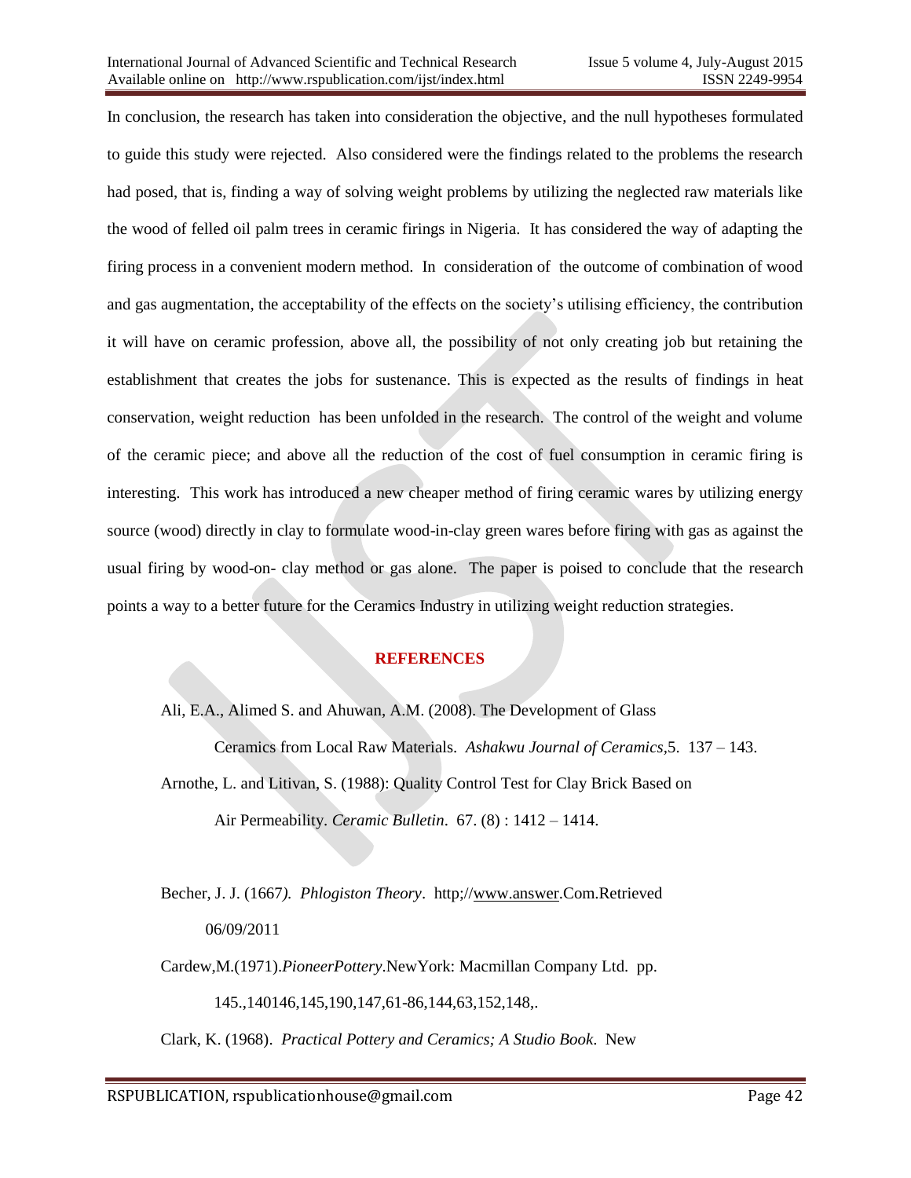In conclusion, the research has taken into consideration the objective, and the null hypotheses formulated to guide this study were rejected. Also considered were the findings related to the problems the research had posed, that is, finding a way of solving weight problems by utilizing the neglected raw materials like the wood of felled oil palm trees in ceramic firings in Nigeria. It has considered the way of adapting the firing process in a convenient modern method. In consideration of the outcome of combination of wood and gas augmentation, the acceptability of the effects on the society's utilising efficiency, the contribution it will have on ceramic profession, above all, the possibility of not only creating job but retaining the establishment that creates the jobs for sustenance. This is expected as the results of findings in heat conservation, weight reduction has been unfolded in the research. The control of the weight and volume of the ceramic piece; and above all the reduction of the cost of fuel consumption in ceramic firing is interesting. This work has introduced a new cheaper method of firing ceramic wares by utilizing energy source (wood) directly in clay to formulate wood-in-clay green wares before firing with gas as against the usual firing by wood-on- clay method or gas alone. The paper is poised to conclude that the research points a way to a better future for the Ceramics Industry in utilizing weight reduction strategies.

## REFERENCES

Ali, E.A., Alimed S. and Ahuwan, A.M. (2008). The Development of Glass Ceramics from Local Raw Materials. *Ashakwu Journal of Ceramics*,5. 137 – 143.

Arnothe, L. and Litivan, S. (1988): Quality Control Test for Clay Brick Based on Air Permeability. *Ceramic Bulletin*. 67. (8) : 1412 – 1414.

Becher, J. J. (1667*). Phlogiston Theory*. http;//www.answer.Com.Retrieved 06/09/2011

Cardew,M.(1971).*PioneerPottery*.NewYork: Macmillan Company Ltd. pp. 145.,140146,145,190,147,61-86,144,63,152,148,.

Clark, K. (1968). *Practical Pottery and Ceramics; A Studio Book*. New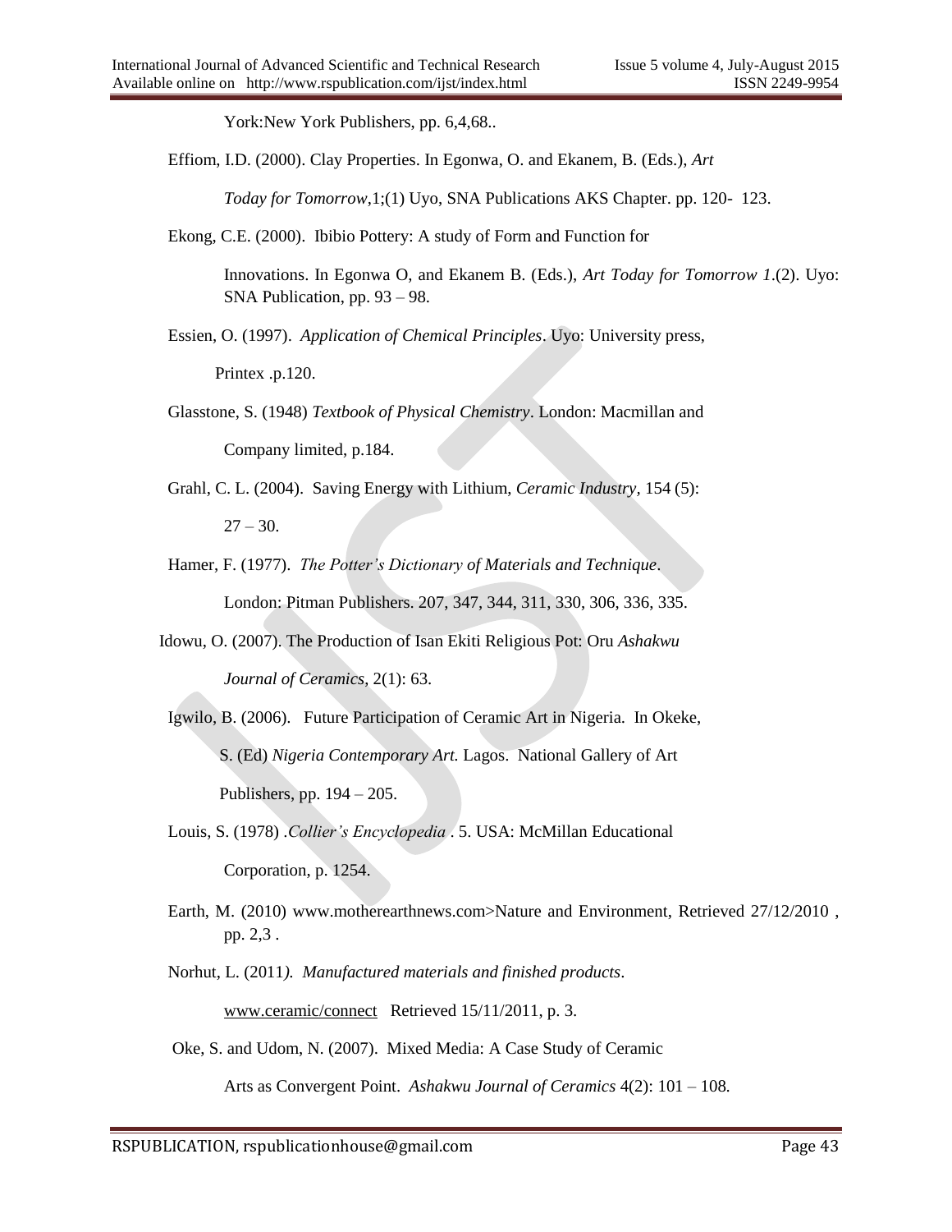York:New York Publishers, pp. 6,4,68..

Effiom, I.D. (2000). Clay Properties. In Egonwa, O. and Ekanem, B. (Eds.), *Art Today for Tomorrow*,1;(1) Uyo, SNA Publications AKS Chapter. pp. 120- 123.

Ekong, C.E. (2000). Ibibio Pottery: A study of Form and Function for Innovations. In Egonwa O, and Ekanem B. (Eds.), *Art Today for Tomorrow 1*.(2). Uyo: SNA Publication, pp. 93 – 98.

Essien, O. (1997). *Application of Chemical Principles*. Uyo: University press, Printex .p.120.

Glasstone, S. (1948) *Textbook of Physical Chemistry*. London: Macmillan and Company limited, p.184.

Grahl, C. L. (2004). Saving Energy with Lithium, *Ceramic Industry*, 154 (5): 27 – 30.

Hamer, F. (1977). *The Potter's Dictionary of Materials and Technique*. London: Pitman Publishers. 207, 347, 344, 311, 330, 306, 336, 335.

Idowu, O. (2007). The Production of Isan Ekiti Religious Pot: Oru *Ashakwu Journal of Ceramics*, 2(1): 63.

Igwilo, B. (2006). Future Participation of Ceramic Art in Nigeria. In Okeke, S. (Ed) *Nigeria Contemporary Art.* Lagos. National Gallery of Art Publishers, pp. 194 – 205.

Louis, S. (1978) .*Collier's Encyclopedia* . 5. USA: McMillan Educational Corporation, p. 1254.

Earth, M. (2010) www.motherearthnews.com>Nature and Environment, Retrieved 27/12/2010 , pp. 2,3 .

Norhut, L. (2011*). Manufactured materials and finished products*. www.ceramic/connect Retrieved 15/11/2011, p. 3.

Oke, S. and Udom, N. (2007). Mixed Media: A Case Study of Ceramic Arts as Convergent Point. *Ashakwu Journal of Ceramics* 4(2): 101 – 108.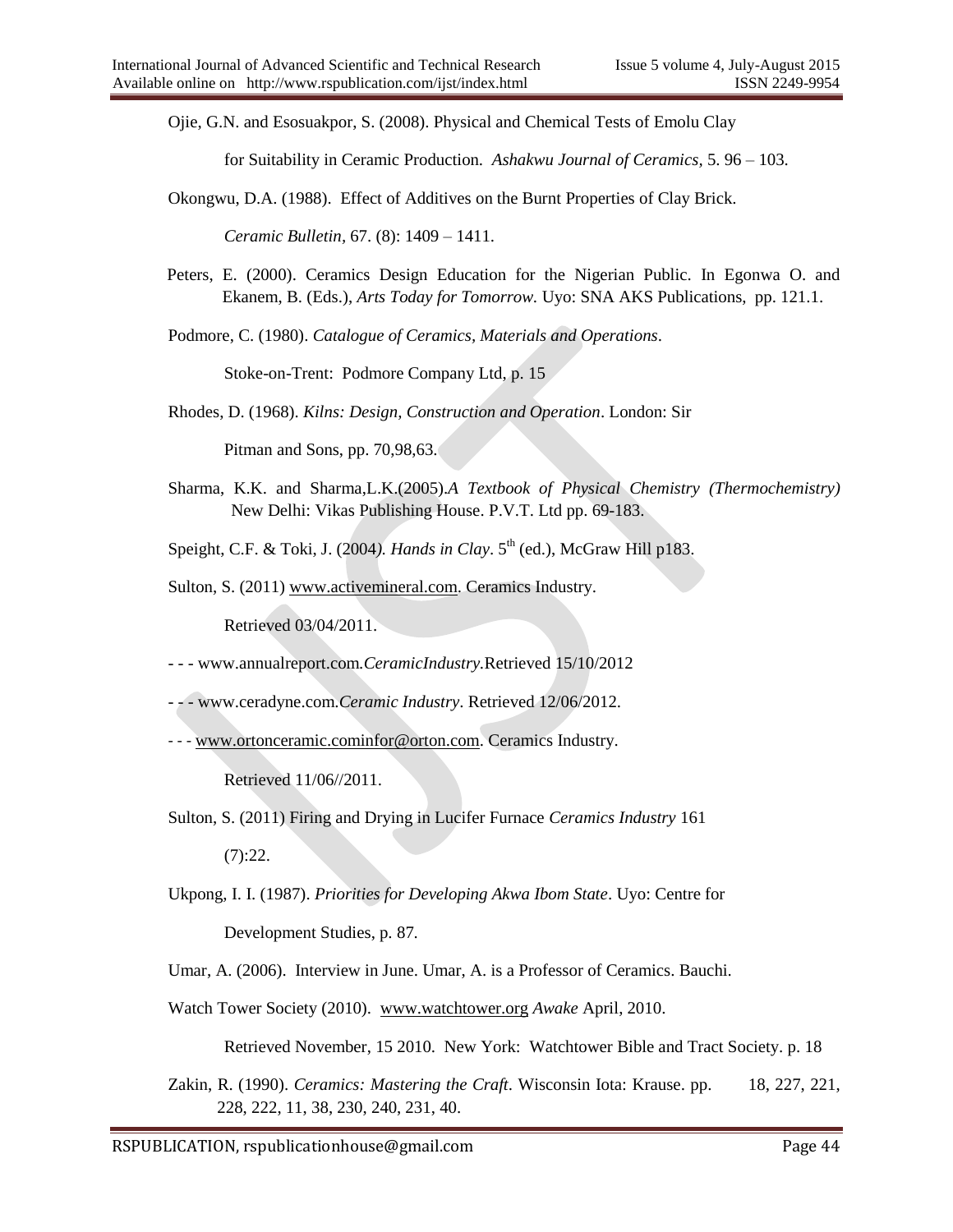Ojie, G.N. and Esosuakpor, S. (2008). Physical and Chemical Tests of Emolu Clay for Suitability in Ceramic Production. *Ashakwu Journal of Ceramics,* 5. 96 – 103.

Okongwu, D.A. (1988). Effect of Additives on the Burnt Properties of Clay Brick. *Ceramic Bulletin,* 67. (8): 1409 – 1411.

Peters, E. (2000). Ceramics Design Education for the Nigerian Public. In Egonwa O. and Ekanem, B. (Eds.), *Arts Today for Tomorrow*. Uyo: SNA AKS Publications, pp. 121.1.

Podmore, C. (1980). *Catalogue of Ceramics, Materials and Operations*. Stoke-on-Trent: Podmore Company Ltd, p. 15

Rhodes, D. (1968). *Kilns: Design, Construction and Operation*. London: Sir Pitman and Sons, pp. 70,98,63.

Sharma, K.K. and Sharma,L.K.(2005).*A Textbook of Physical Chemistry (Thermochemistry)* New Delhi: Vikas Publishing House. P.V.T. Ltd pp. 69-183.

Speight, C.F. & Toki, J. (2004*). Hands in Clay*. 5th (ed.), McGraw Hill p183.

Sulton, S. (2011) www.activemineral.com. Ceramics Industry. Retrieved 03/04/2011.

- - - www.annualreport.com.*CeramicIndustry.*Retrieved 15/10/2012

- - - www.ceradyne.com.*Ceramic Industry*. Retrieved 12/06/2012.

- - - www.ortonceramic.cominfor@orton.com. Ceramics Industry. Retrieved 11/06//2011.

Sulton, S. (2011) Firing and Drying in Lucifer Furnace *Ceramics Industry* 161 (7):22.

Ukpong, I. I. (1987). *Priorities for Developing Akwa Ibom State*. Uyo: Centre for Development Studies, p. 87.

Umar, A. (2006). Interview in June. Umar, A. is a Professor of Ceramics. Bauchi.

Watch Tower Society (2010). www.watchtower.org *Awake* April, 2010. Retrieved November, 15 2010. New York: Watchtower Bible and Tract Society. p. 18

Zakin, R. (1990). *Ceramics: Mastering the Craft*. Wisconsin Iota: Krause. pp. 18, 227, 221, 228, 222, 11, 38, 230, 240, 231, 40.